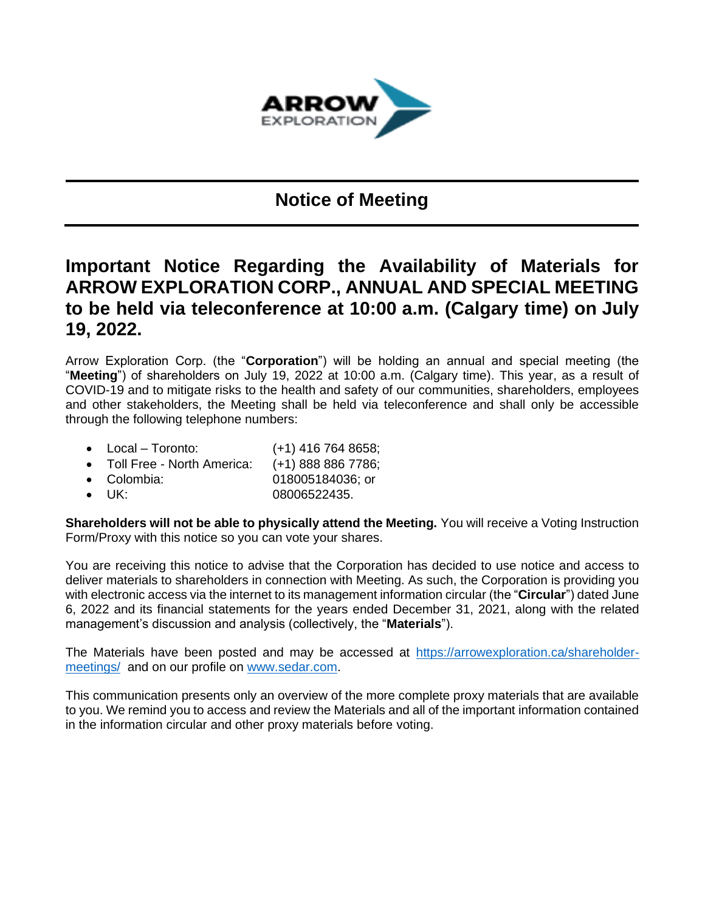# Notice of Meeting

## Important Notice Regarding the Availability of Materials for ARROW EXPLORATION CORP., ANNUAL AND SPECIAL MEETING to be held via teleconference at 10:00 a.m. (Calgary time) on July 19, 2022.

Arrow Exploration Corp. (the "**Corporation**") will be holding an annual and special meeting (the "**Meeting**") of shareholders on July 19, 2022 at 10:00 a.m. (Calgary time). This year, as a result of COVID-19 and to mitigate risks to the health and safety of our communities, shareholders, employees and other stakeholders, the Meeting shall be held via teleconference and shall only be accessible through the following telephone numbers:

- Local – Toronto: (+1) 416 764 8658;
- Toll Free - North America: (+1) 888 886 7786;
- Colombia: 018005184036; or
- UK: 08006522435.

**Shareholders will not be able to physically attend the Meeting.** You will receive a Voting Instruction Form/Proxy with this notice so you can vote your shares.

You are receiving this notice to advise that the Corporation has decided to use notice and access to deliver materials to shareholders in connection with Meeting. As such, the Corporation is providing you with electronic access via the internet to its management information circular (the "**Circular**") dated June 6, 2022 and its financial statements for the years ended December 31, 2021, along with the related management's discussion and analysis (collectively, the "**Materials**").

The Materials have been posted and may be accessed at https://arrowexploration.ca/shareholder-meetings/ and on our profile on www.sedar.com.

This communication presents only an overview of the more complete proxy materials that are available to you. We remind you to access and review the Materials and all of the important information contained in the information circular and other proxy materials before voting.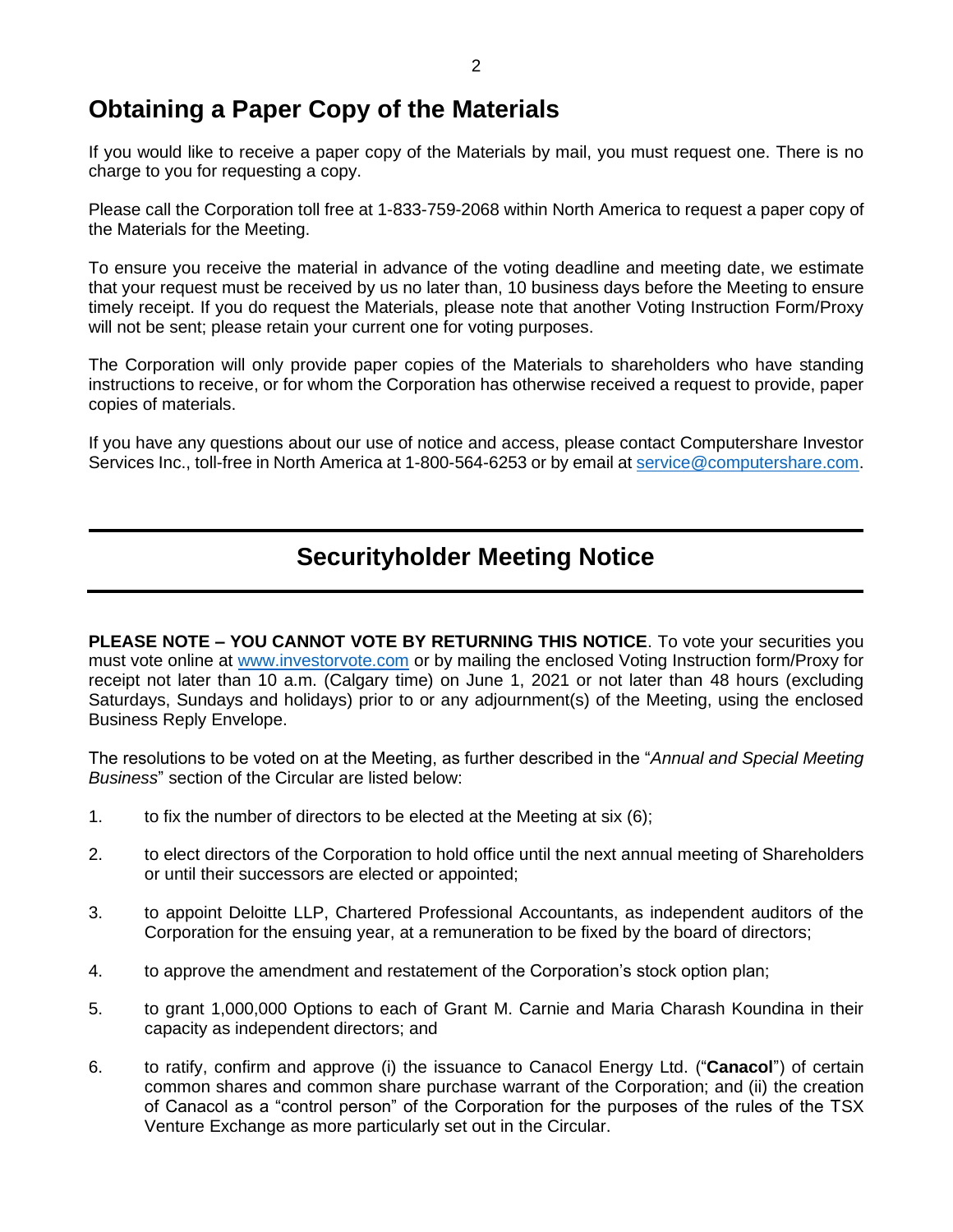## Obtaining a Paper Copy of the Materials

If you would like to receive a paper copy of the Materials by mail, you must request one. There is no charge to you for requesting a copy.

Please call the Corporation toll free at 1-833-759-2068 within North America to request a paper copy of the Materials for the Meeting.

To ensure you receive the material in advance of the voting deadline and meeting date, we estimate that your request must be received by us no later than, 10 business days before the Meeting to ensure timely receipt. If you do request the Materials, please note that another Voting Instruction Form/Proxy will not be sent; please retain your current one for voting purposes.

The Corporation will only provide paper copies of the Materials to shareholders who have standing instructions to receive, or for whom the Corporation has otherwise received a request to provide, paper copies of materials.

If you have any questions about our use of notice and access, please contact Computershare Investor Services Inc., toll-free in North America at 1-800-564-6253 or by email at service@computershare.com.

## Securityholder Meeting Notice

**PLEASE NOTE – YOU CANNOT VOTE BY RETURNING THIS NOTICE**. To vote your securities you must vote online at www.investorvote.com or by mailing the enclosed Voting Instruction form/Proxy for receipt not later than 10 a.m. (Calgary time) on June 1, 2021 or not later than 48 hours (excluding Saturdays, Sundays and holidays) prior to or any adjournment(s) of the Meeting, using the enclosed Business Reply Envelope.

The resolutions to be voted on at the Meeting, as further described in the "*Annual and Special Meeting Business*" section of the Circular are listed below:

1. to fix the number of directors to be elected at the Meeting at six (6);
2. to elect directors of the Corporation to hold office until the next annual meeting of Shareholders or until their successors are elected or appointed;
3. to appoint Deloitte LLP, Chartered Professional Accountants, as independent auditors of the Corporation for the ensuing year, at a remuneration to be fixed by the board of directors;
4. to approve the amendment and restatement of the Corporation's stock option plan;
5. to grant 1,000,000 Options to each of Grant M. Carnie and Maria Charash Koundina in their capacity as independent directors; and
6. to ratify, confirm and approve (i) the issuance to Canacol Energy Ltd. ("**Canacol**") of certain common shares and common share purchase warrant of the Corporation; and (ii) the creation of Canacol as a "control person" of the Corporation for the purposes of the rules of the TSX Venture Exchange as more particularly set out in the Circular.